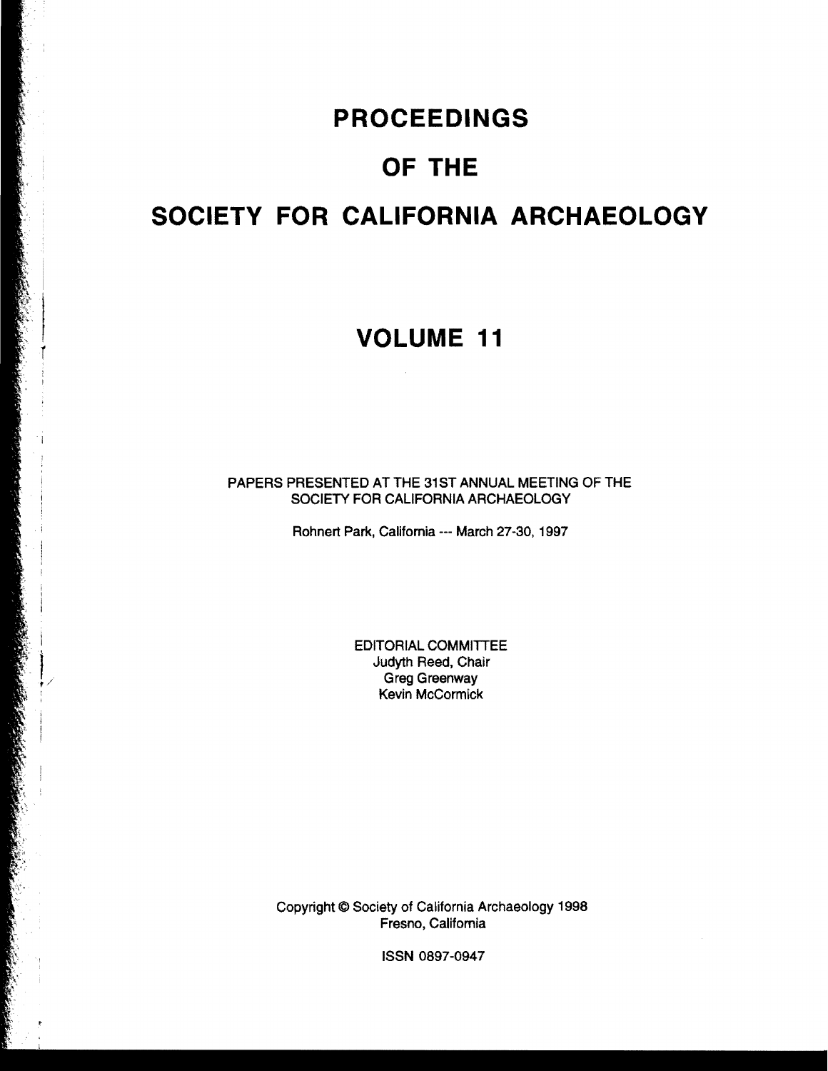# PROCEEDINGS

# OF THE

# SOCIETY FOR CALIFORNIA ARCHAEOLOGY

## VOLUME 11

PAPERS PRESENTED AT THE 31ST ANNUAL MEETING OF THE SOCIETY FOR CALIFORNIA ARCHAEOLOGY

Rohnert Park, California --- March 27-30, 1997

EDITORIAL COMMITTEE
Judyth Reed, Chair
Greg Greenway
Kevin McCormick

Copyright © Society of California Archaeology 1998
Fresno, California

ISSN 0897-0947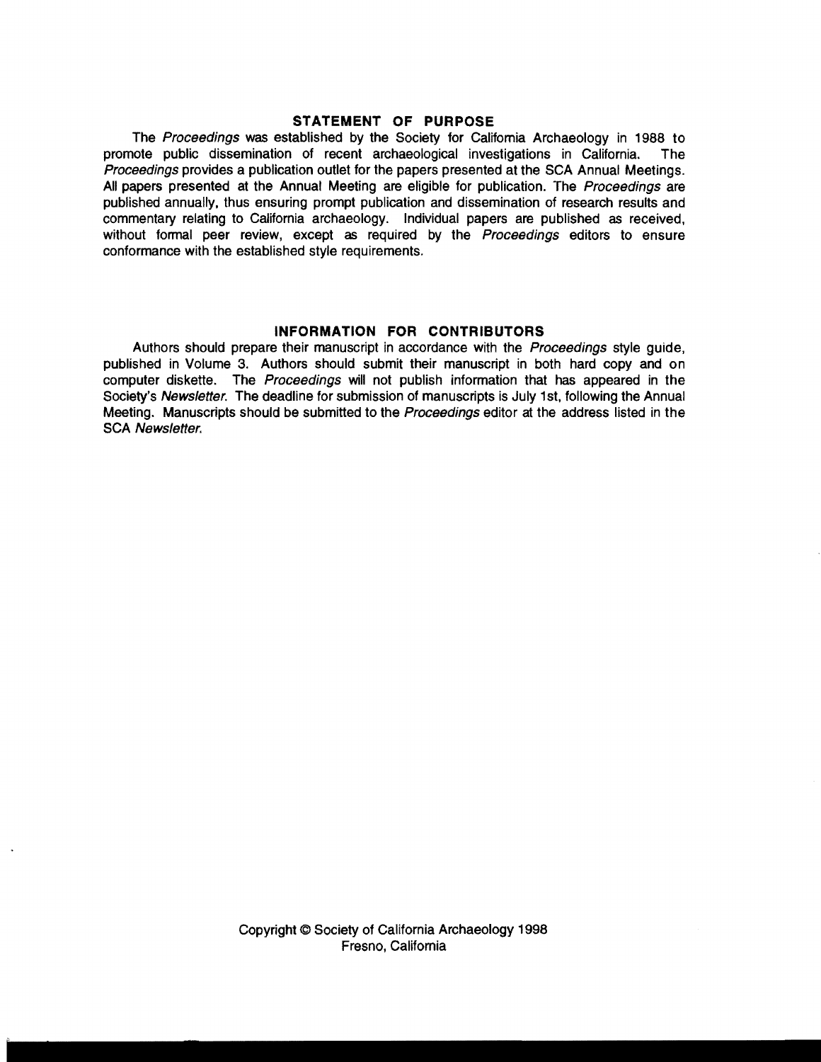## STATEMENT OF PURPOSE

The *Proceedings* was established by the Society for California Archaeology in 1988 to promote public dissemination of recent archaeological investigations in California. The *Proceedings* provides a publication outlet for the papers presented at the SCA Annual Meetings. All papers presented at the Annual Meeting are eligible for publication. The *Proceedings* are published annually, thus ensuring prompt publication and dissemination of research results and commentary relating to California archaeology. Individual papers are published as received, without formal peer review, except as required by the *Proceedings* editors to ensure conformance with the established style requirements.

## INFORMATION FOR CONTRIBUTORS

Authors should prepare their manuscript in accordance with the *Proceedings* style guide, published in Volume 3. Authors should submit their manuscript in both hard copy and on computer diskette. The *Proceedings* will not publish information that has appeared in the Society's *Newsletter*. The deadline for submission of manuscripts is July 1st, following the Annual Meeting. Manuscripts should be submitted to the *Proceedings* editor at the address listed in the SCA *Newsletter*.

Copyright © Society of California Archaeology 1998
Fresno, California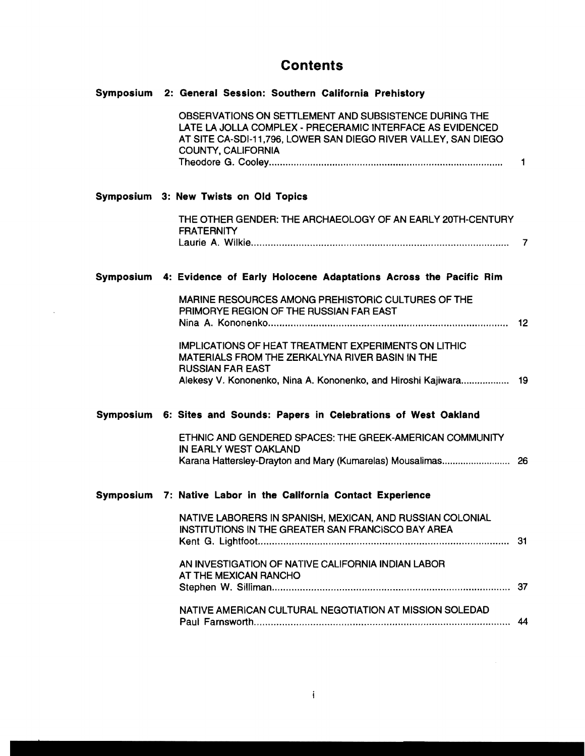# Contents

**Symposium 2: General Session: Southern California Prehistory**

OBSERVATIONS ON SETTLEMENT AND SUBSISTENCE DURING THE LATE LA JOLLA COMPLEX - PRECERAMIC INTERFACE AS EVIDENCED AT SITE CA-SDI-11,796, LOWER SAN DIEGO RIVER VALLEY, SAN DIEGO COUNTY, CALIFORNIA
Theodore G. Cooley .......... 1

**Symposium 3: New Twists on Old Topics**

THE OTHER GENDER: THE ARCHAEOLOGY OF AN EARLY 20TH-CENTURY FRATERNITY
Laurie A. Wilkie .......... 7

**Symposium 4: Evidence of Early Holocene Adaptations Across the Pacific Rim**

MARINE RESOURCES AMONG PREHISTORIC CULTURES OF THE PRIMORYE REGION OF THE RUSSIAN FAR EAST
Nina A. Kononenko .......... 12

IMPLICATIONS OF HEAT TREATMENT EXPERIMENTS ON LITHIC MATERIALS FROM THE ZERKALYNA RIVER BASIN IN THE RUSSIAN FAR EAST
Alekesy V. Kononenko, Nina A. Kononenko, and Hiroshi Kajiwara .......... 19

**Symposium 6: Sites and Sounds: Papers in Celebrations of West Oakland**

ETHNIC AND GENDERED SPACES: THE GREEK-AMERICAN COMMUNITY IN EARLY WEST OAKLAND
Karana Hattersley-Drayton and Mary (Kumarelas) Mousalimas .......... 26

**Symposium 7: Native Labor in the California Contact Experience**

NATIVE LABORERS IN SPANISH, MEXICAN, AND RUSSIAN COLONIAL INSTITUTIONS IN THE GREATER SAN FRANCISCO BAY AREA
Kent G. Lightfoot .......... 31

AN INVESTIGATION OF NATIVE CALIFORNIA INDIAN LABOR AT THE MEXICAN RANCHO
Stephen W. Silliman .......... 37

NATIVE AMERICAN CULTURAL NEGOTIATION AT MISSION SOLEDAD
Paul Farnsworth .......... 44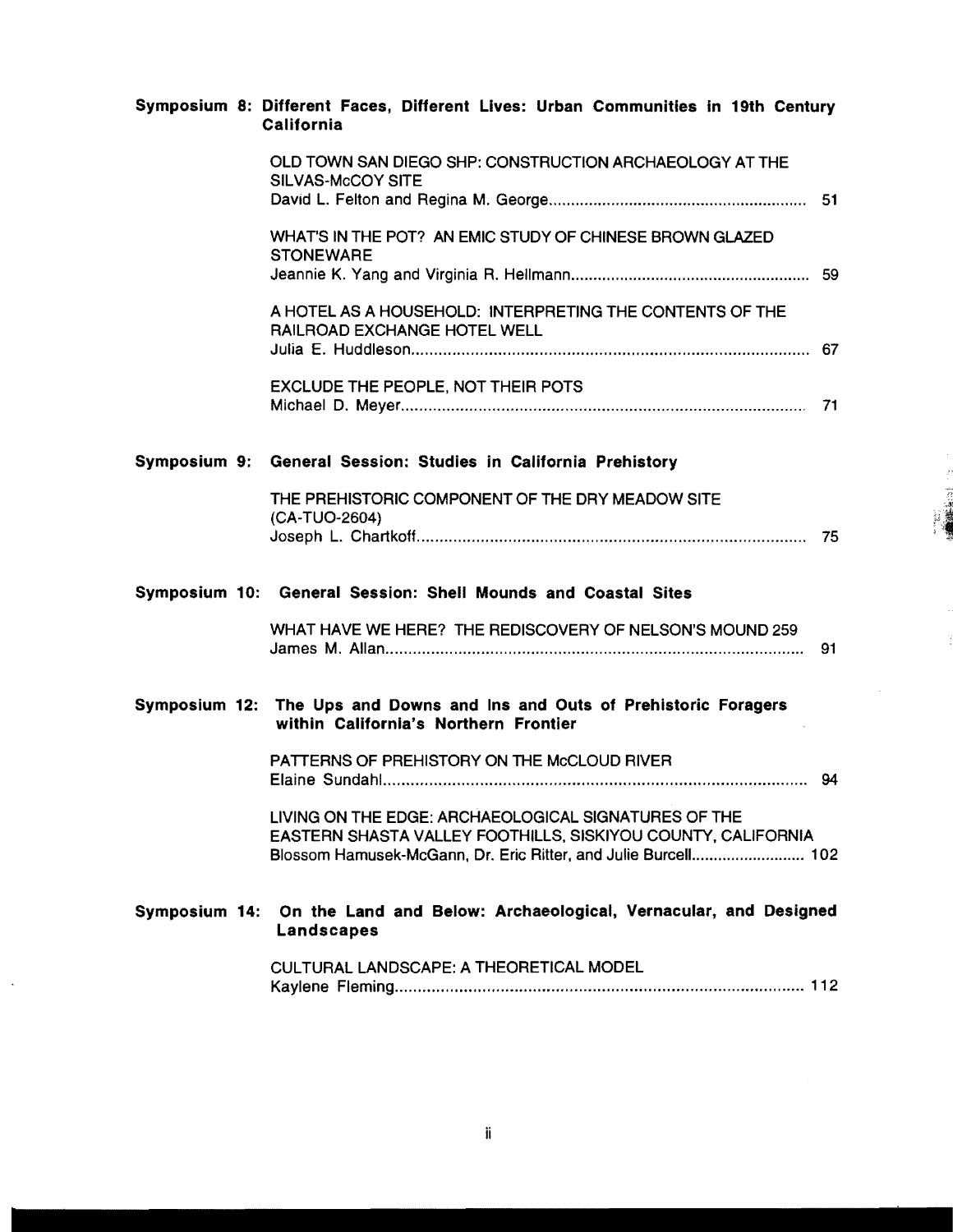**Symposium 8: Different Faces, Different Lives: Urban Communities in 19th Century California**

OLD TOWN SAN DIEGO SHP: CONSTRUCTION ARCHAEOLOGY AT THE SILVAS-McCOY SITE
David L. Felton and Regina M. George ........ 51

WHAT'S IN THE POT? AN EMIC STUDY OF CHINESE BROWN GLAZED STONEWARE
Jeannie K. Yang and Virginia R. Hellmann ........ 59

A HOTEL AS A HOUSEHOLD: INTERPRETING THE CONTENTS OF THE RAILROAD EXCHANGE HOTEL WELL
Julia E. Huddleson ........ 67

EXCLUDE THE PEOPLE, NOT THEIR POTS
Michael D. Meyer ........ 71

**Symposium 9: General Session: Studies in California Prehistory**

THE PREHISTORIC COMPONENT OF THE DRY MEADOW SITE (CA-TUO-2604)
Joseph L. Chartkoff ........ 75

**Symposium 10: General Session: Shell Mounds and Coastal Sites**

WHAT HAVE WE HERE? THE REDISCOVERY OF NELSON'S MOUND 259
James M. Allan ........ 91

**Symposium 12: The Ups and Downs and Ins and Outs of Prehistoric Foragers within California's Northern Frontier**

PATTERNS OF PREHISTORY ON THE McCLOUD RIVER
Elaine Sundahl ........ 94

LIVING ON THE EDGE: ARCHAEOLOGICAL SIGNATURES OF THE EASTERN SHASTA VALLEY FOOTHILLS, SISKIYOU COUNTY, CALIFORNIA
Blossom Hamusek-McGann, Dr. Eric Ritter, and Julie Burcell ........ 102

**Symposium 14: On the Land and Below: Archaeological, Vernacular, and Designed Landscapes**

CULTURAL LANDSCAPE: A THEORETICAL MODEL
Kaylene Fleming ........ 112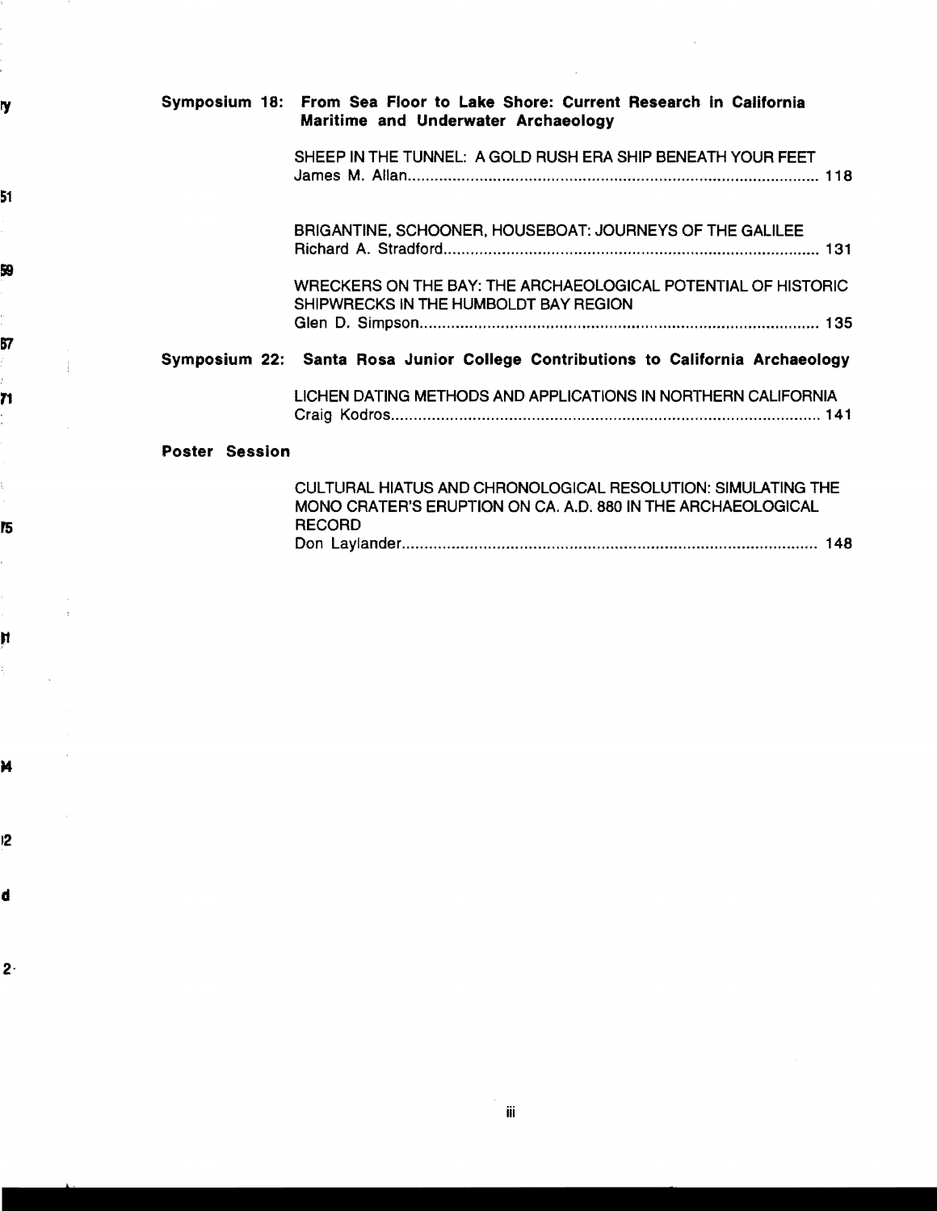**Symposium 18: From Sea Floor to Lake Shore: Current Research in California Maritime and Underwater Archaeology**

SHEEP IN THE TUNNEL: A GOLD RUSH ERA SHIP BENEATH YOUR FEET
James M. Allan........................................................................................ 118

BRIGANTINE, SCHOONER, HOUSEBOAT: JOURNEYS OF THE GALILEE
Richard A. Stradford.................................................................................. 131

WRECKERS ON THE BAY: THE ARCHAEOLOGICAL POTENTIAL OF HISTORIC SHIPWRECKS IN THE HUMBOLDT BAY REGION
Glen D. Simpson....................................................................................... 135

**Symposium 22: Santa Rosa Junior College Contributions to California Archaeology**

LICHEN DATING METHODS AND APPLICATIONS IN NORTHERN CALIFORNIA
Craig Kodros............................................................................................ 141

**Poster Session**

CULTURAL HIATUS AND CHRONOLOGICAL RESOLUTION: SIMULATING THE MONO CRATER'S ERUPTION ON CA. A.D. 880 IN THE ARCHAEOLOGICAL RECORD
Don Laylander........................................................................................... 148